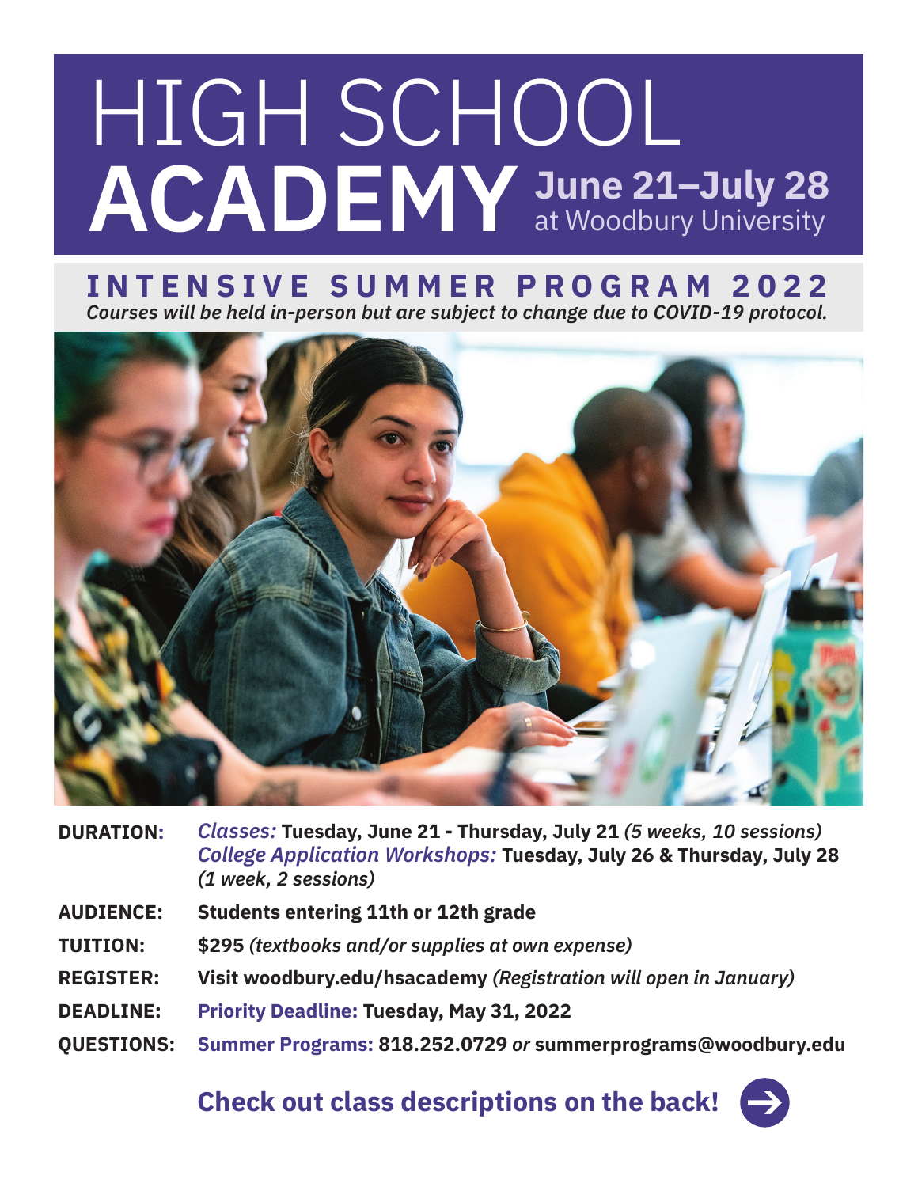# HIGH SCHOOL ACADEMY

**June 21–July 28**
at Woodbury University

## INTENSIVE SUMMER PROGRAM 2022

***Courses will be held in-person but are subject to change due to COVID-19 protocol.***

**DURATION:** *Classes:* **Tuesday, June 21 - Thursday, July 21** *(5 weeks, 10 sessions)*
*College Application Workshops:* **Tuesday, July 26 & Thursday, July 28** *(1 week, 2 sessions)*

**AUDIENCE:** **Students entering 11th or 12th grade**

**TUITION:** **$295** *(textbooks and/or supplies at own expense)*

**REGISTER:** **Visit woodbury.edu/hsacademy** *(Registration will open in January)*

**DEADLINE:** **Priority Deadline: Tuesday, May 31, 2022**

**QUESTIONS:** **Summer Programs: 818.252.0729** *or* **summerprograms@woodbury.edu**

**Check out class descriptions on the back!**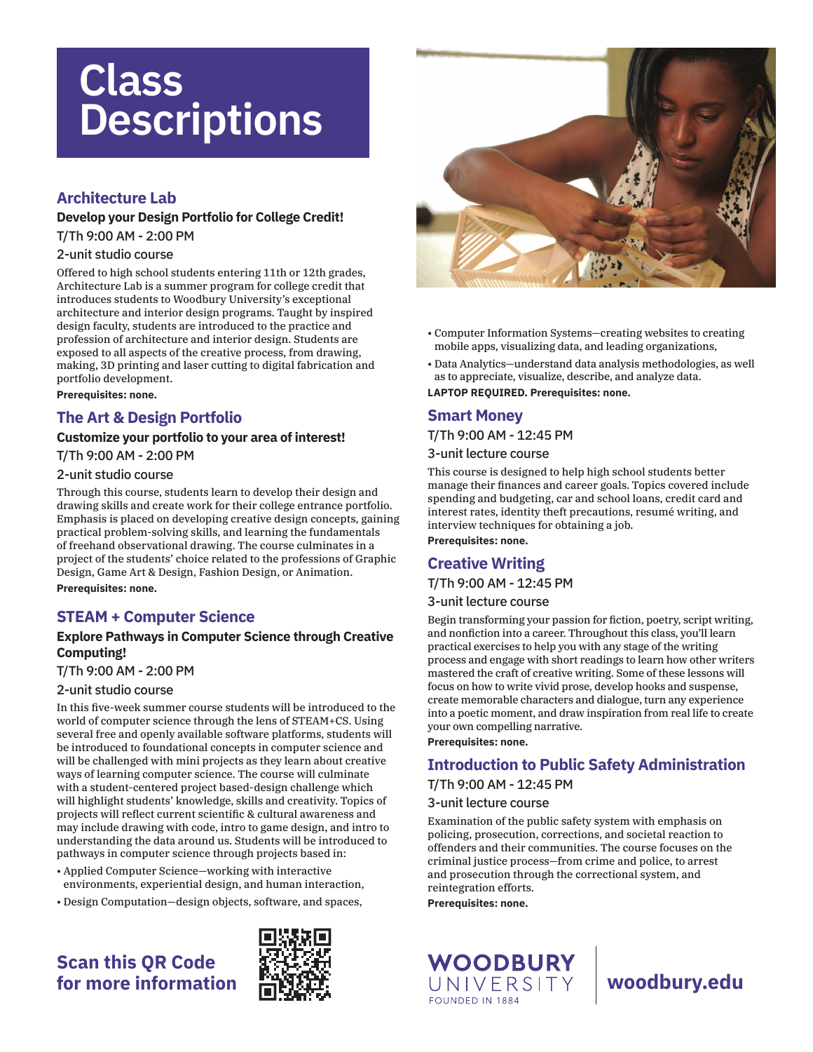# Class Descriptions

## Architecture Lab

**Develop your Design Portfolio for College Credit!**

T/Th 9:00 AM - 2:00 PM

2-unit studio course

Offered to high school students entering 11th or 12th grades, Architecture Lab is a summer program for college credit that introduces students to Woodbury University's exceptional architecture and interior design programs. Taught by inspired design faculty, students are introduced to the practice and profession of architecture and interior design. Students are exposed to all aspects of the creative process, from drawing, making, 3D printing and laser cutting to digital fabrication and portfolio development.

**Prerequisites: none.**

## The Art & Design Portfolio

**Customize your portfolio to your area of interest!**

T/Th 9:00 AM - 2:00 PM

2-unit studio course

Through this course, students learn to develop their design and drawing skills and create work for their college entrance portfolio. Emphasis is placed on developing creative design concepts, gaining practical problem-solving skills, and learning the fundamentals of freehand observational drawing. The course culminates in a project of the students' choice related to the professions of Graphic Design, Game Art & Design, Fashion Design, or Animation.

**Prerequisites: none.**

## STEAM + Computer Science

**Explore Pathways in Computer Science through Creative Computing!**

T/Th 9:00 AM - 2:00 PM

2-unit studio course

In this five-week summer course students will be introduced to the world of computer science through the lens of STEAM+CS. Using several free and openly available software platforms, students will be introduced to foundational concepts in computer science and will be challenged with mini projects as they learn about creative ways of learning computer science. The course will culminate with a student-centered project based-design challenge which will highlight students' knowledge, skills and creativity. Topics of projects will reflect current scientific & cultural awareness and may include drawing with code, intro to game design, and intro to understanding the data around us. Students will be introduced to pathways in computer science through projects based in:

- Applied Computer Science—working with interactive environments, experiential design, and human interaction,
- Design Computation—design objects, software, and spaces,
- Computer Information Systems—creating websites to creating mobile apps, visualizing data, and leading organizations,
- Data Analytics—understand data analysis methodologies, as well as to appreciate, visualize, describe, and analyze data.

**LAPTOP REQUIRED. Prerequisites: none.**

## Smart Money

T/Th 9:00 AM - 12:45 PM

3-unit lecture course

This course is designed to help high school students better manage their finances and career goals. Topics covered include spending and budgeting, car and school loans, credit card and interest rates, identity theft precautions, resumé writing, and interview techniques for obtaining a job.

**Prerequisites: none.**

## Creative Writing

T/Th 9:00 AM - 12:45 PM

3-unit lecture course

Begin transforming your passion for fiction, poetry, script writing, and nonfiction into a career. Throughout this class, you'll learn practical exercises to help you with any stage of the writing process and engage with short readings to learn how other writers mastered the craft of creative writing. Some of these lessons will focus on how to write vivid prose, develop hooks and suspense, create memorable characters and dialogue, turn any experience into a poetic moment, and draw inspiration from real life to create your own compelling narrative.

**Prerequisites: none.**

## Introduction to Public Safety Administration

T/Th 9:00 AM - 12:45 PM

3-unit lecture course

Examination of the public safety system with emphasis on policing, prosecution, corrections, and societal reaction to offenders and their communities. The course focuses on the criminal justice process—from crime and police, to arrest and prosecution through the correctional system, and reintegration efforts.

**Prerequisites: none.**

**Scan this QR Code for more information**

WOODBURY UNIVERSITY
FOUNDED IN 1884

**woodbury.edu**